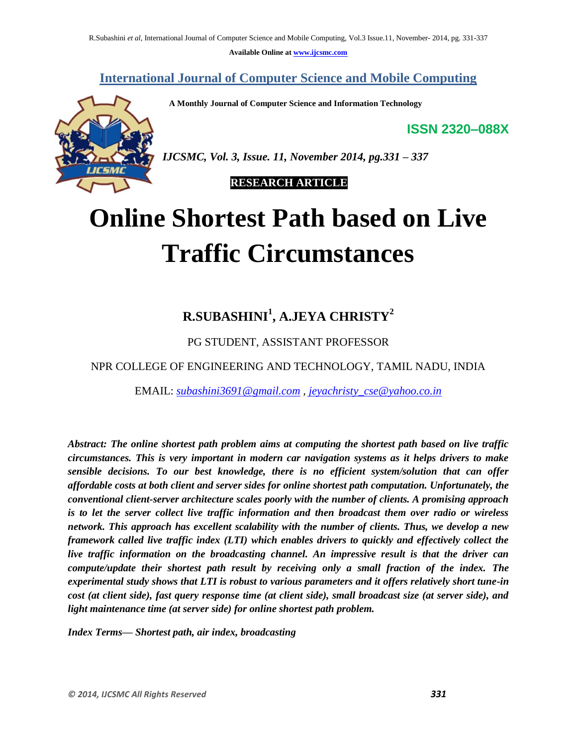Available Online at www.ijcsmc.com

# International Journal of Computer Science and Mobile Computing

**A Monthly Journal of Computer Science and Information Technology**

**ISSN 2320–088X**

*IJCSMC, Vol. 3, Issue. 11, November 2014, pg.331 – 337*

**RESEARCH ARTICLE**

# Online Shortest Path based on Live Traffic Circumstances

## R.SUBASHINI[1], A.JEYA CHRISTY[2]

PG STUDENT, ASSISTANT PROFESSOR

NPR COLLEGE OF ENGINEERING AND TECHNOLOGY, TAMIL NADU, INDIA

EMAIL: *subashini3691@gmail.com* , *jeyachristy_cse@yahoo.co.in*

***Abstract: The online shortest path problem aims at computing the shortest path based on live traffic circumstances. This is very important in modern car navigation systems as it helps drivers to make sensible decisions. To our best knowledge, there is no efficient system/solution that can offer affordable costs at both client and server sides for online shortest path computation. Unfortunately, the conventional client-server architecture scales poorly with the number of clients. A promising approach is to let the server collect live traffic information and then broadcast them over radio or wireless network. This approach has excellent scalability with the number of clients. Thus, we develop a new framework called live traffic index (LTI) which enables drivers to quickly and effectively collect the live traffic information on the broadcasting channel. An impressive result is that the driver can compute/update their shortest path result by receiving only a small fraction of the index. The experimental study shows that LTI is robust to various parameters and it offers relatively short tune-in cost (at client side), fast query response time (at client side), small broadcast size (at server side), and light maintenance time (at server side) for online shortest path problem.***

***Index Terms— Shortest path, air index, broadcasting***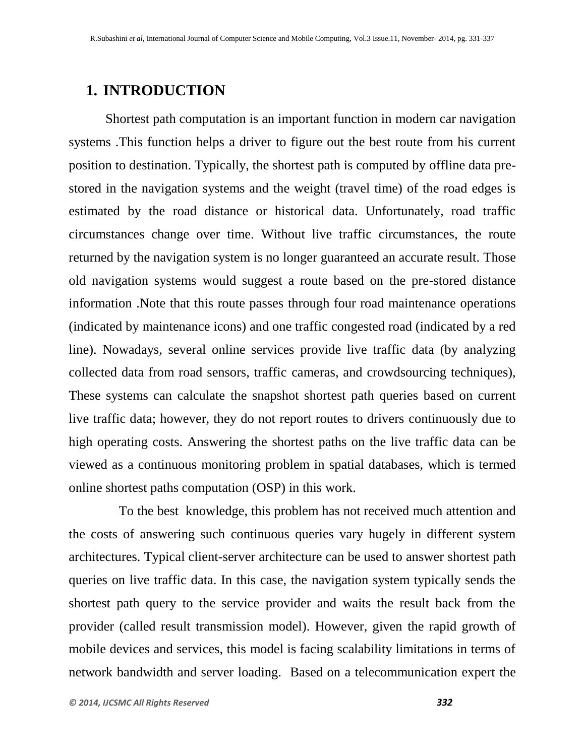## 1. INTRODUCTION

Shortest path computation is an important function in modern car navigation systems .This function helps a driver to figure out the best route from his current position to destination. Typically, the shortest path is computed by offline data pre-stored in the navigation systems and the weight (travel time) of the road edges is estimated by the road distance or historical data. Unfortunately, road traffic circumstances change over time. Without live traffic circumstances, the route returned by the navigation system is no longer guaranteed an accurate result. Those old navigation systems would suggest a route based on the pre-stored distance information .Note that this route passes through four road maintenance operations (indicated by maintenance icons) and one traffic congested road (indicated by a red line). Nowadays, several online services provide live traffic data (by analyzing collected data from road sensors, traffic cameras, and crowdsourcing techniques), These systems can calculate the snapshot shortest path queries based on current live traffic data; however, they do not report routes to drivers continuously due to high operating costs. Answering the shortest paths on the live traffic data can be viewed as a continuous monitoring problem in spatial databases, which is termed online shortest paths computation (OSP) in this work.

To the best knowledge, this problem has not received much attention and the costs of answering such continuous queries vary hugely in different system architectures. Typical client-server architecture can be used to answer shortest path queries on live traffic data. In this case, the navigation system typically sends the shortest path query to the service provider and waits the result back from the provider (called result transmission model). However, given the rapid growth of mobile devices and services, this model is facing scalability limitations in terms of network bandwidth and server loading. Based on a telecommunication expert the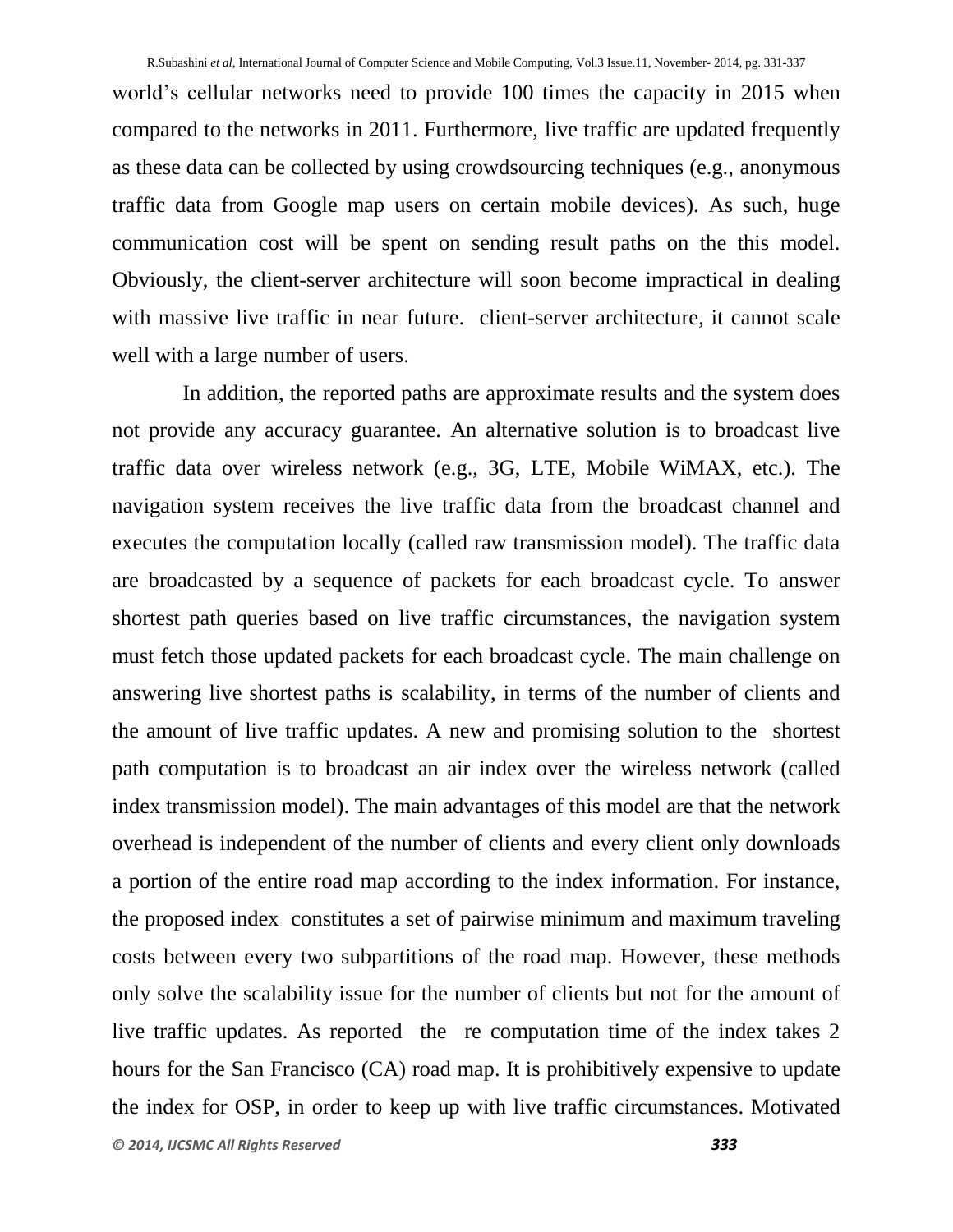world's cellular networks need to provide 100 times the capacity in 2015 when compared to the networks in 2011. Furthermore, live traffic are updated frequently as these data can be collected by using crowdsourcing techniques (e.g., anonymous traffic data from Google map users on certain mobile devices). As such, huge communication cost will be spent on sending result paths on the this model. Obviously, the client-server architecture will soon become impractical in dealing with massive live traffic in near future. client-server architecture, it cannot scale well with a large number of users.

In addition, the reported paths are approximate results and the system does not provide any accuracy guarantee. An alternative solution is to broadcast live traffic data over wireless network (e.g., 3G, LTE, Mobile WiMAX, etc.). The navigation system receives the live traffic data from the broadcast channel and executes the computation locally (called raw transmission model). The traffic data are broadcasted by a sequence of packets for each broadcast cycle. To answer shortest path queries based on live traffic circumstances, the navigation system must fetch those updated packets for each broadcast cycle. The main challenge on answering live shortest paths is scalability, in terms of the number of clients and the amount of live traffic updates. A new and promising solution to the shortest path computation is to broadcast an air index over the wireless network (called index transmission model). The main advantages of this model are that the network overhead is independent of the number of clients and every client only downloads a portion of the entire road map according to the index information. For instance, the proposed index constitutes a set of pairwise minimum and maximum traveling costs between every two subpartitions of the road map. However, these methods only solve the scalability issue for the number of clients but not for the amount of live traffic updates. As reported the re computation time of the index takes 2 hours for the San Francisco (CA) road map. It is prohibitively expensive to update the index for OSP, in order to keep up with live traffic circumstances. Motivated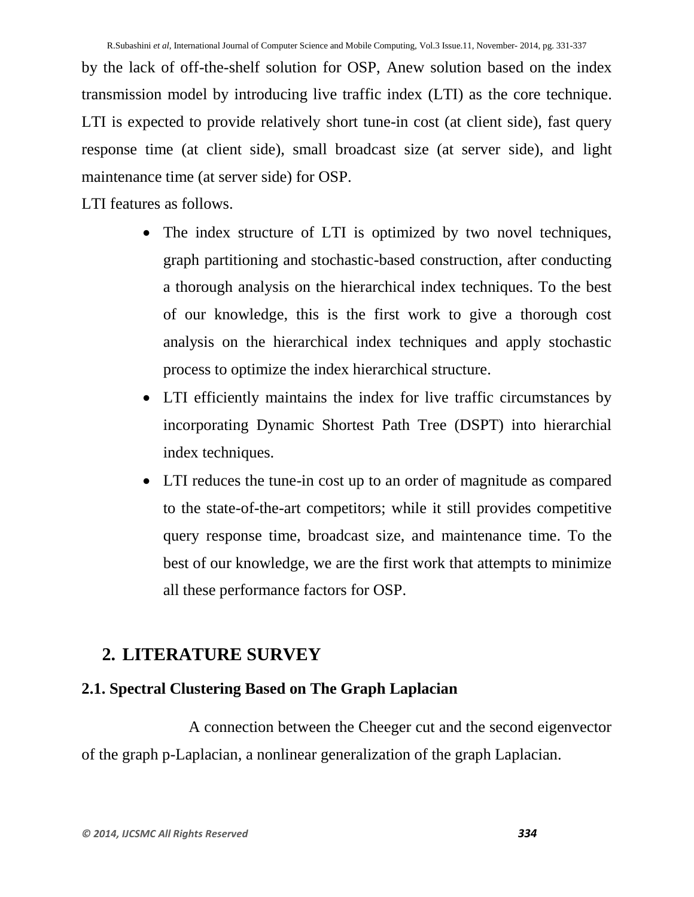by the lack of off-the-shelf solution for OSP, Anew solution based on the index transmission model by introducing live traffic index (LTI) as the core technique. LTI is expected to provide relatively short tune-in cost (at client side), fast query response time (at client side), small broadcast size (at server side), and light maintenance time (at server side) for OSP.

LTI features as follows.

- The index structure of LTI is optimized by two novel techniques, graph partitioning and stochastic-based construction, after conducting a thorough analysis on the hierarchical index techniques. To the best of our knowledge, this is the first work to give a thorough cost analysis on the hierarchical index techniques and apply stochastic process to optimize the index hierarchical structure.
- LTI efficiently maintains the index for live traffic circumstances by incorporating Dynamic Shortest Path Tree (DSPT) into hierarchial index techniques.
- LTI reduces the tune-in cost up to an order of magnitude as compared to the state-of-the-art competitors; while it still provides competitive query response time, broadcast size, and maintenance time. To the best of our knowledge, we are the first work that attempts to minimize all these performance factors for OSP.

## 2. LITERATURE SURVEY

### 2.1. Spectral Clustering Based on The Graph Laplacian

A connection between the Cheeger cut and the second eigenvector of the graph p-Laplacian, a nonlinear generalization of the graph Laplacian.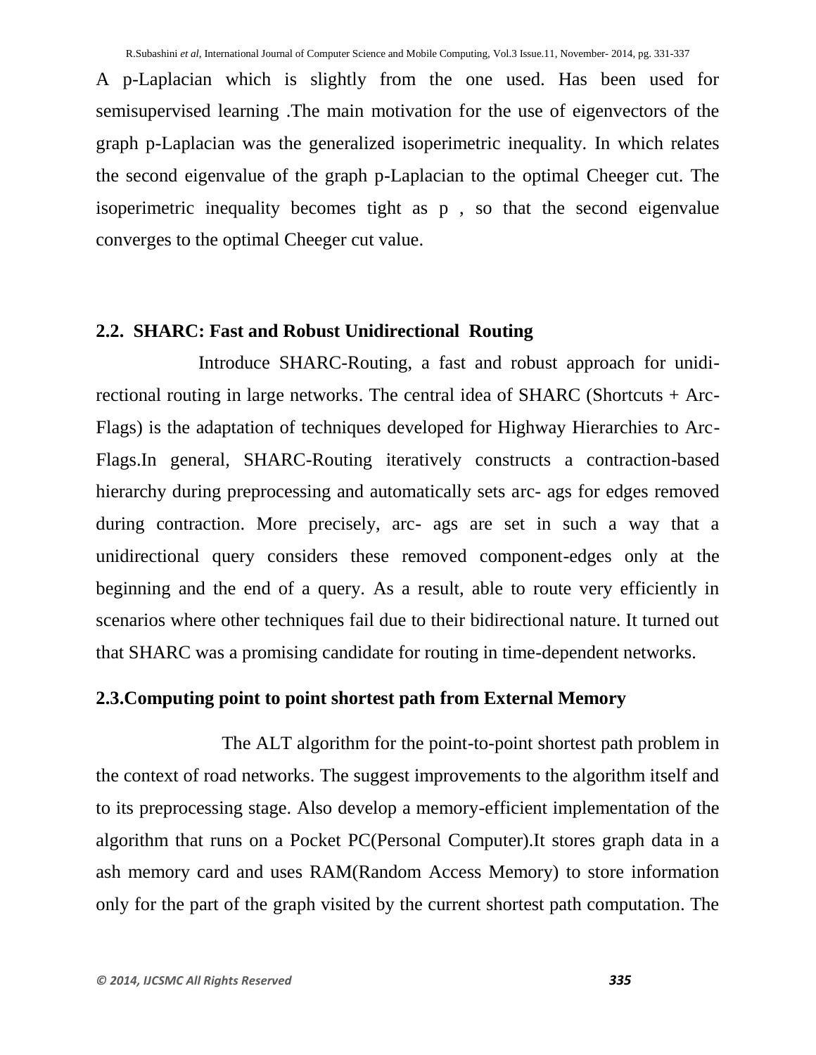A p-Laplacian which is slightly from the one used. Has been used for semisupervised learning .The main motivation for the use of eigenvectors of the graph p-Laplacian was the generalized isoperimetric inequality. In which relates the second eigenvalue of the graph p-Laplacian to the optimal Cheeger cut. The isoperimetric inequality becomes tight as p , so that the second eigenvalue converges to the optimal Cheeger cut value.

### 2.2. SHARC: Fast and Robust Unidirectional Routing

Introduce SHARC-Routing, a fast and robust approach for unidirectional routing in large networks. The central idea of SHARC (Shortcuts + Arc-Flags) is the adaptation of techniques developed for Highway Hierarchies to Arc-Flags.In general, SHARC-Routing iteratively constructs a contraction-based hierarchy during preprocessing and automatically sets arc- ags for edges removed during contraction. More precisely, arc- ags are set in such a way that a unidirectional query considers these removed component-edges only at the beginning and the end of a query. As a result, able to route very efficiently in scenarios where other techniques fail due to their bidirectional nature. It turned out that SHARC was a promising candidate for routing in time-dependent networks.

### 2.3.Computing point to point shortest path from External Memory

The ALT algorithm for the point-to-point shortest path problem in the context of road networks. The suggest improvements to the algorithm itself and to its preprocessing stage. Also develop a memory-efficient implementation of the algorithm that runs on a Pocket PC(Personal Computer).It stores graph data in a ash memory card and uses RAM(Random Access Memory) to store information only for the part of the graph visited by the current shortest path computation. The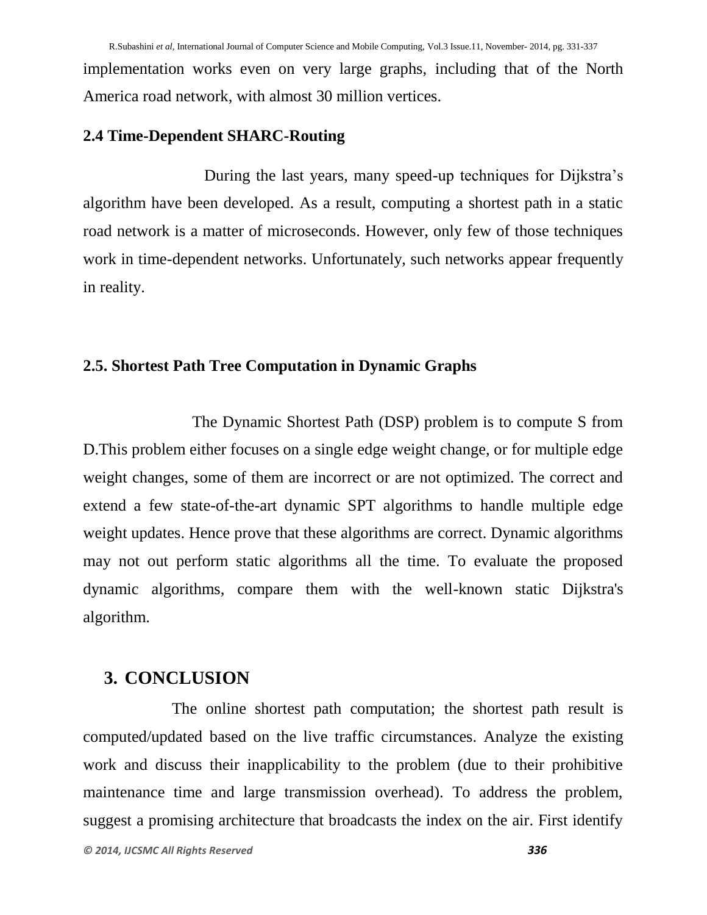implementation works even on very large graphs, including that of the North America road network, with almost 30 million vertices.

### 2.4 Time-Dependent SHARC-Routing

During the last years, many speed-up techniques for Dijkstra's algorithm have been developed. As a result, computing a shortest path in a static road network is a matter of microseconds. However, only few of those techniques work in time-dependent networks. Unfortunately, such networks appear frequently in reality.

### 2.5. Shortest Path Tree Computation in Dynamic Graphs

The Dynamic Shortest Path (DSP) problem is to compute S from D.This problem either focuses on a single edge weight change, or for multiple edge weight changes, some of them are incorrect or are not optimized. The correct and extend a few state-of-the-art dynamic SPT algorithms to handle multiple edge weight updates. Hence prove that these algorithms are correct. Dynamic algorithms may not out perform static algorithms all the time. To evaluate the proposed dynamic algorithms, compare them with the well-known static Dijkstra's algorithm.

## 3. CONCLUSION

The online shortest path computation; the shortest path result is computed/updated based on the live traffic circumstances. Analyze the existing work and discuss their inapplicability to the problem (due to their prohibitive maintenance time and large transmission overhead). To address the problem, suggest a promising architecture that broadcasts the index on the air. First identify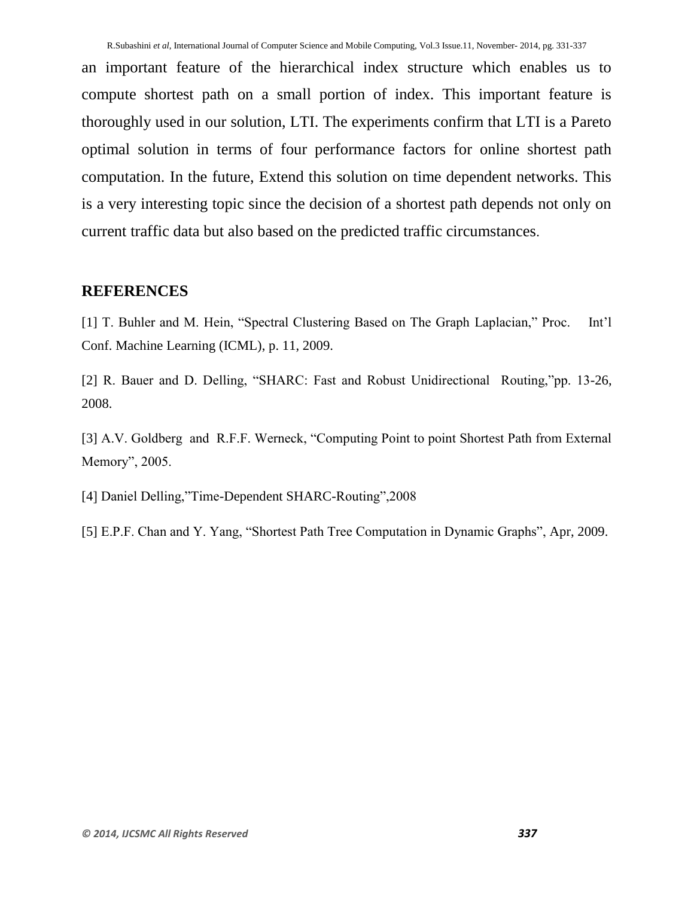an important feature of the hierarchical index structure which enables us to compute shortest path on a small portion of index. This important feature is thoroughly used in our solution, LTI. The experiments confirm that LTI is a Pareto optimal solution in terms of four performance factors for online shortest path computation. In the future, Extend this solution on time dependent networks. This is a very interesting topic since the decision of a shortest path depends not only on current traffic data but also based on the predicted traffic circumstances.

## REFERENCES

[1] T. Buhler and M. Hein, "Spectral Clustering Based on The Graph Laplacian," Proc. Int'l Conf. Machine Learning (ICML), p. 11, 2009.

[2] R. Bauer and D. Delling, "SHARC: Fast and Robust Unidirectional Routing,"pp. 13-26, 2008.

[3] A.V. Goldberg and R.F.F. Werneck, "Computing Point to point Shortest Path from External Memory", 2005.

[4] Daniel Delling,"Time-Dependent SHARC-Routing",2008

[5] E.P.F. Chan and Y. Yang, "Shortest Path Tree Computation in Dynamic Graphs", Apr, 2009.